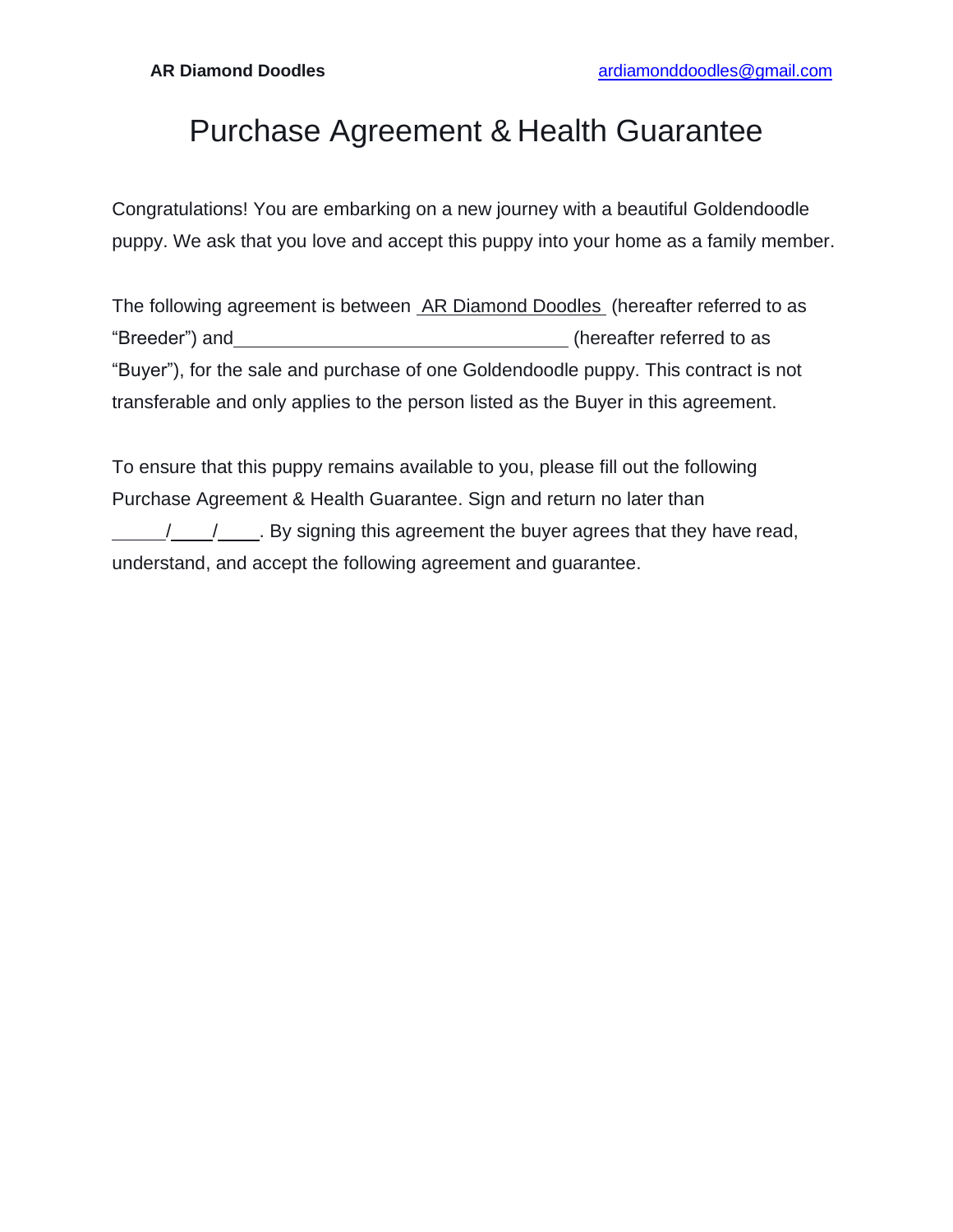**AR Diamond Doodles** ardiamonddoodles@gmail.com

# Purchase Agreement & Health Guarantee

Congratulations! You are embarking on a new journey with a beautiful Goldendoodle puppy. We ask that you love and accept this puppy into your home as a family member.

The following agreement is between AR Diamond Doodles (hereafter referred to as "Breeder") and ________________________________ (hereafter referred to as "Buyer"), for the sale and purchase of one Goldendoodle puppy. This contract is not transferable and only applies to the person listed as the Buyer in this agreement.

To ensure that this puppy remains available to you, please fill out the following Purchase Agreement & Health Guarantee. Sign and return no later than _____/____/____. By signing this agreement the buyer agrees that they have read, understand, and accept the following agreement and guarantee.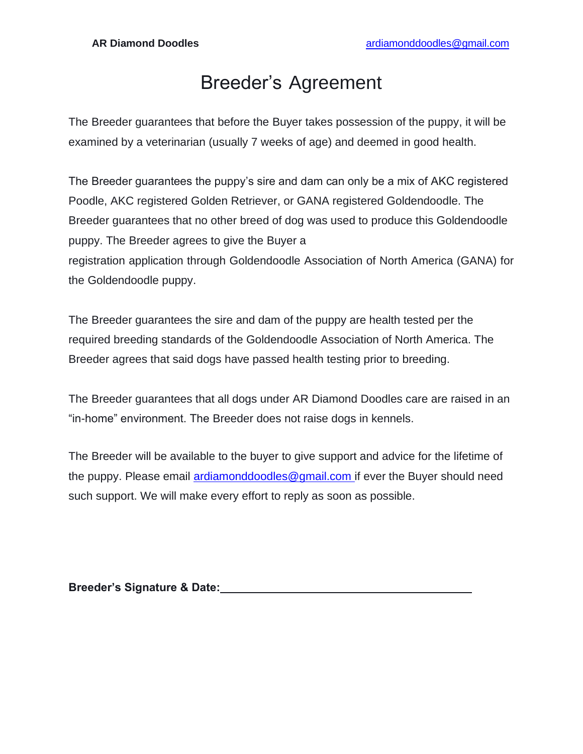# Breeder's Agreement

The Breeder guarantees that before the Buyer takes possession of the puppy, it will be examined by a veterinarian (usually 7 weeks of age) and deemed in good health.

The Breeder guarantees the puppy's sire and dam can only be a mix of AKC registered Poodle, AKC registered Golden Retriever, or GANA registered Goldendoodle. The Breeder guarantees that no other breed of dog was used to produce this Goldendoodle puppy. The Breeder agrees to give the Buyer a registration application through Goldendoodle Association of North America (GANA) for the Goldendoodle puppy.

The Breeder guarantees the sire and dam of the puppy are health tested per the required breeding standards of the Goldendoodle Association of North America. The Breeder agrees that said dogs have passed health testing prior to breeding.

The Breeder guarantees that all dogs under AR Diamond Doodles care are raised in an "in-home" environment. The Breeder does not raise dogs in kennels.

The Breeder will be available to the buyer to give support and advice for the lifetime of the puppy. Please email ardiamonddoodles@gmail.com if ever the Buyer should need such support. We will make every effort to reply as soon as possible.

**Breeder's Signature & Date:**\_\_\_\_\_\_\_\_\_\_\_\_\_\_\_\_\_\_\_\_\_\_\_\_\_\_\_\_\_\_\_\_\_\_\_\_\_\_\_\_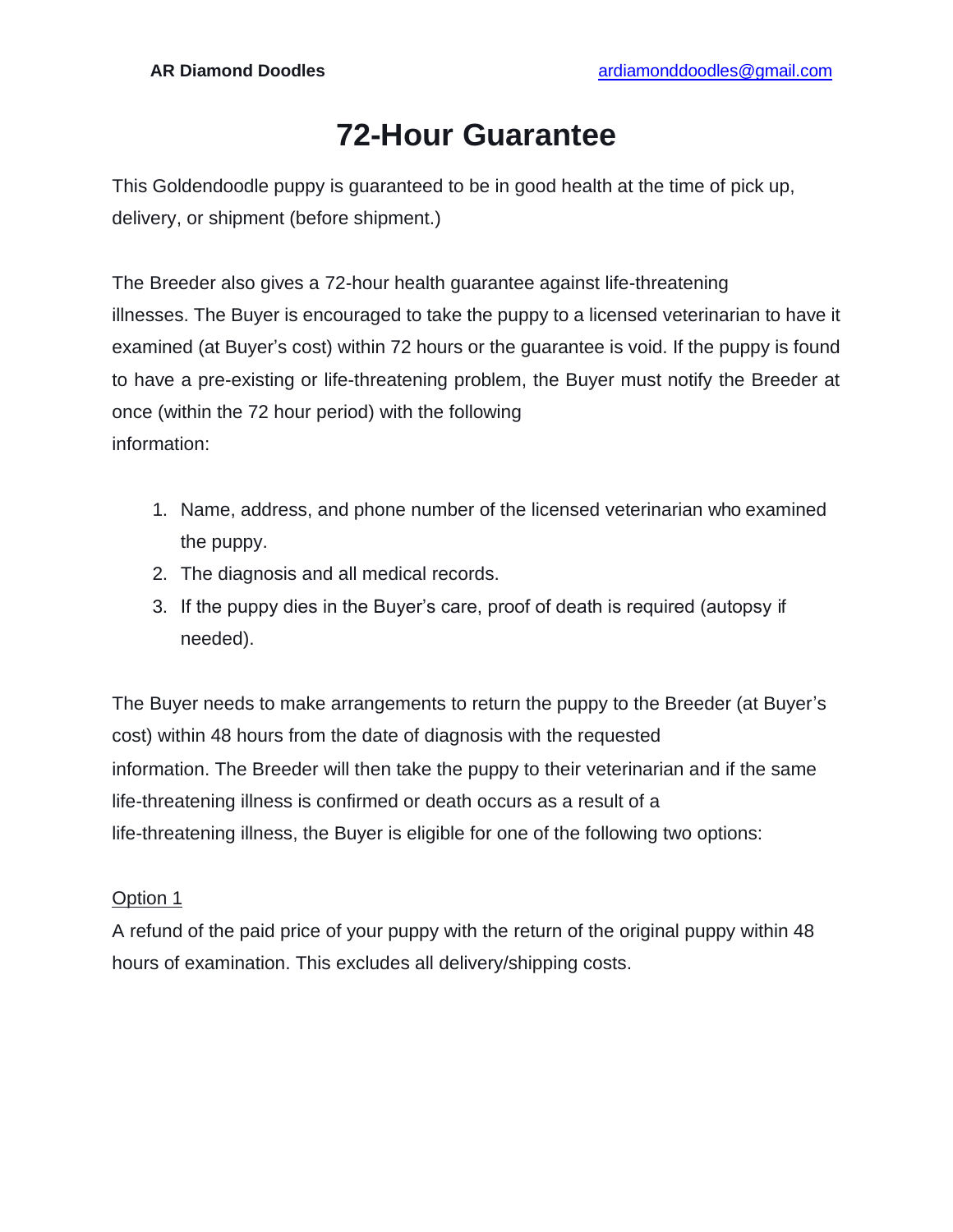# 72-Hour Guarantee

This Goldendoodle puppy is guaranteed to be in good health at the time of pick up, delivery, or shipment (before shipment.)

The Breeder also gives a 72-hour health guarantee against life-threatening illnesses. The Buyer is encouraged to take the puppy to a licensed veterinarian to have it examined (at Buyer's cost) within 72 hours or the guarantee is void. If the puppy is found to have a pre-existing or life-threatening problem, the Buyer must notify the Breeder at once (within the 72 hour period) with the following information:

1. Name, address, and phone number of the licensed veterinarian who examined the puppy.
2. The diagnosis and all medical records.
3. If the puppy dies in the Buyer's care, proof of death is required (autopsy if needed).

The Buyer needs to make arrangements to return the puppy to the Breeder (at Buyer's cost) within 48 hours from the date of diagnosis with the requested information. The Breeder will then take the puppy to their veterinarian and if the same life-threatening illness is confirmed or death occurs as a result of a life-threatening illness, the Buyer is eligible for one of the following two options:

<u>Option 1</u>

A refund of the paid price of your puppy with the return of the original puppy within 48 hours of examination. This excludes all delivery/shipping costs.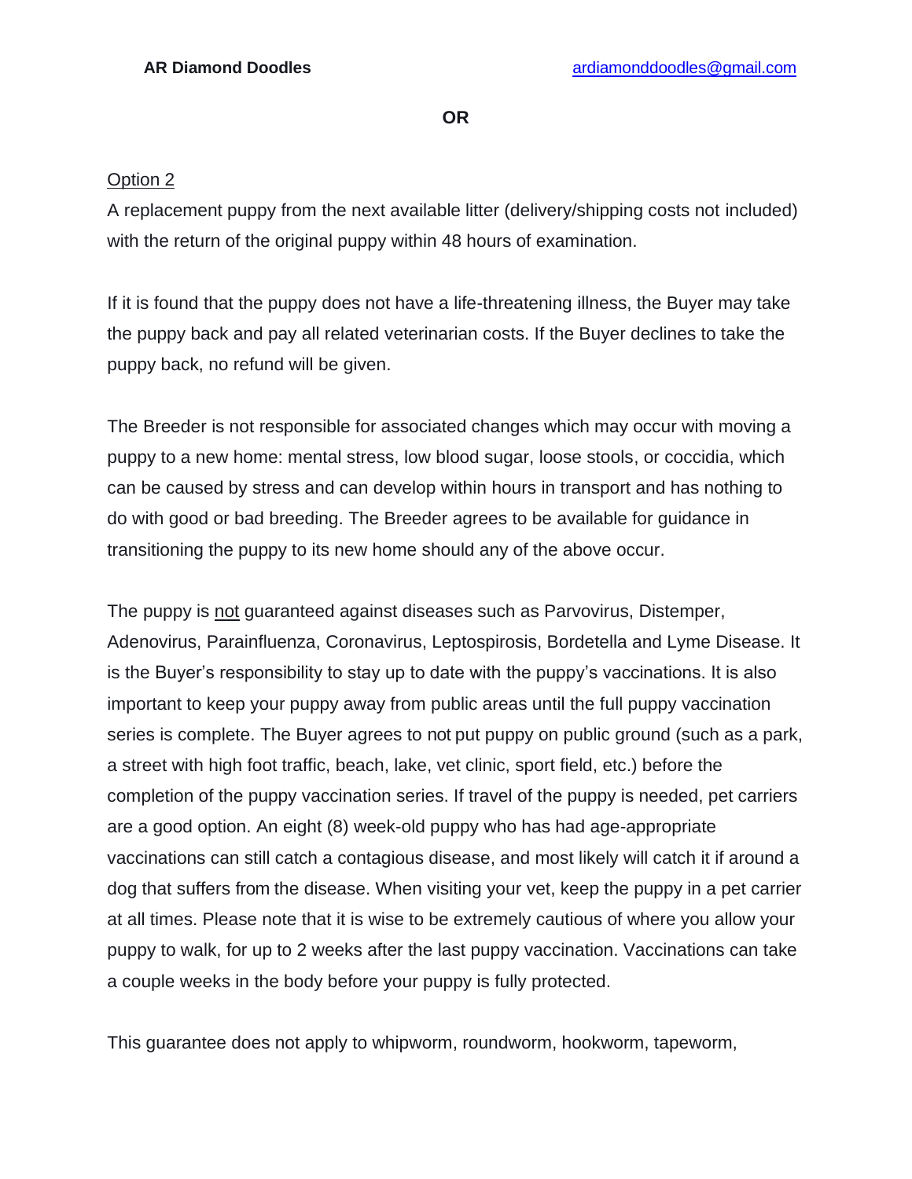**OR**

Option 2

A replacement puppy from the next available litter (delivery/shipping costs not included) with the return of the original puppy within 48 hours of examination.

If it is found that the puppy does not have a life-threatening illness, the Buyer may take the puppy back and pay all related veterinarian costs. If the Buyer declines to take the puppy back, no refund will be given.

The Breeder is not responsible for associated changes which may occur with moving a puppy to a new home: mental stress, low blood sugar, loose stools, or coccidia, which can be caused by stress and can develop within hours in transport and has nothing to do with good or bad breeding. The Breeder agrees to be available for guidance in transitioning the puppy to its new home should any of the above occur.

The puppy is not guaranteed against diseases such as Parvovirus, Distemper, Adenovirus, Parainfluenza, Coronavirus, Leptospirosis, Bordetella and Lyme Disease. It is the Buyer's responsibility to stay up to date with the puppy's vaccinations. It is also important to keep your puppy away from public areas until the full puppy vaccination series is complete. The Buyer agrees to not put puppy on public ground (such as a park, a street with high foot traffic, beach, lake, vet clinic, sport field, etc.) before the completion of the puppy vaccination series. If travel of the puppy is needed, pet carriers are a good option. An eight (8) week-old puppy who has had age-appropriate vaccinations can still catch a contagious disease, and most likely will catch it if around a dog that suffers from the disease. When visiting your vet, keep the puppy in a pet carrier at all times. Please note that it is wise to be extremely cautious of where you allow your puppy to walk, for up to 2 weeks after the last puppy vaccination. Vaccinations can take a couple weeks in the body before your puppy is fully protected.

This guarantee does not apply to whipworm, roundworm, hookworm, tapeworm,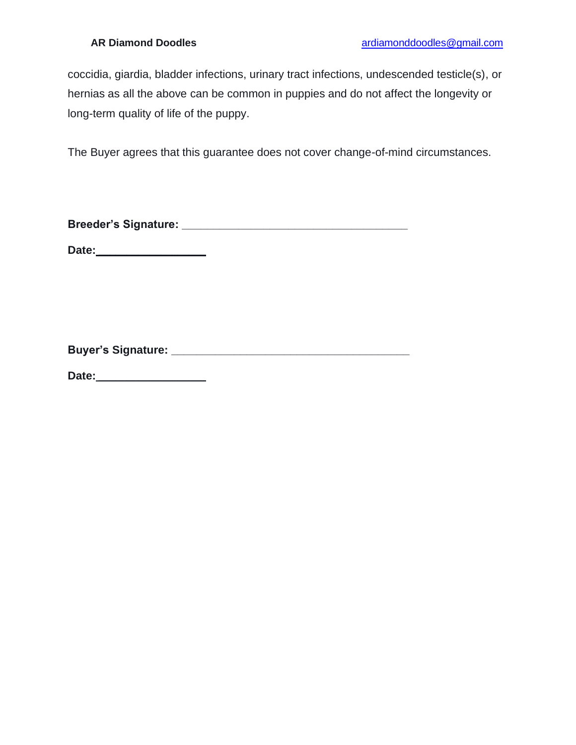coccidia, giardia, bladder infections, urinary tract infections, undescended testicle(s), or hernias as all the above can be common in puppies and do not affect the longevity or long-term quality of life of the puppy.

The Buyer agrees that this guarantee does not cover change-of-mind circumstances.

**Breeder's Signature:** ___________________________________

**Date:** _________________

**Buyer's Signature:** ____________________________________

**Date:** _________________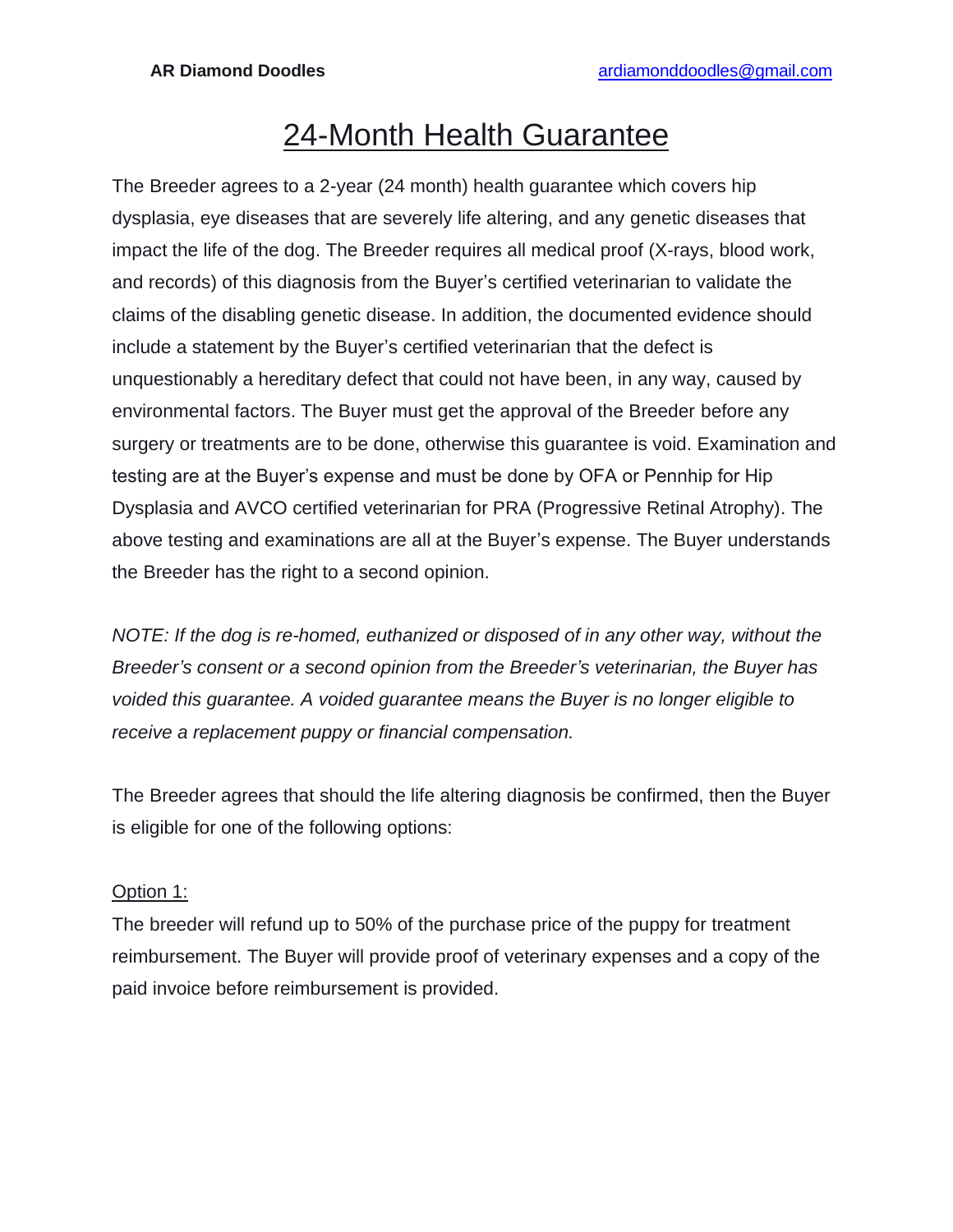# 24-Month Health Guarantee

The Breeder agrees to a 2-year (24 month) health guarantee which covers hip dysplasia, eye diseases that are severely life altering, and any genetic diseases that impact the life of the dog. The Breeder requires all medical proof (X-rays, blood work, and records) of this diagnosis from the Buyer's certified veterinarian to validate the claims of the disabling genetic disease. In addition, the documented evidence should include a statement by the Buyer's certified veterinarian that the defect is unquestionably a hereditary defect that could not have been, in any way, caused by environmental factors. The Buyer must get the approval of the Breeder before any surgery or treatments are to be done, otherwise this guarantee is void. Examination and testing are at the Buyer's expense and must be done by OFA or Pennhip for Hip Dysplasia and AVCO certified veterinarian for PRA (Progressive Retinal Atrophy). The above testing and examinations are all at the Buyer's expense. The Buyer understands the Breeder has the right to a second opinion.

*NOTE: If the dog is re-homed, euthanized or disposed of in any other way, without the Breeder's consent or a second opinion from the Breeder's veterinarian, the Buyer has voided this guarantee. A voided guarantee means the Buyer is no longer eligible to receive a replacement puppy or financial compensation.*

The Breeder agrees that should the life altering diagnosis be confirmed, then the Buyer is eligible for one of the following options:

Option 1:

The breeder will refund up to 50% of the purchase price of the puppy for treatment reimbursement. The Buyer will provide proof of veterinary expenses and a copy of the paid invoice before reimbursement is provided.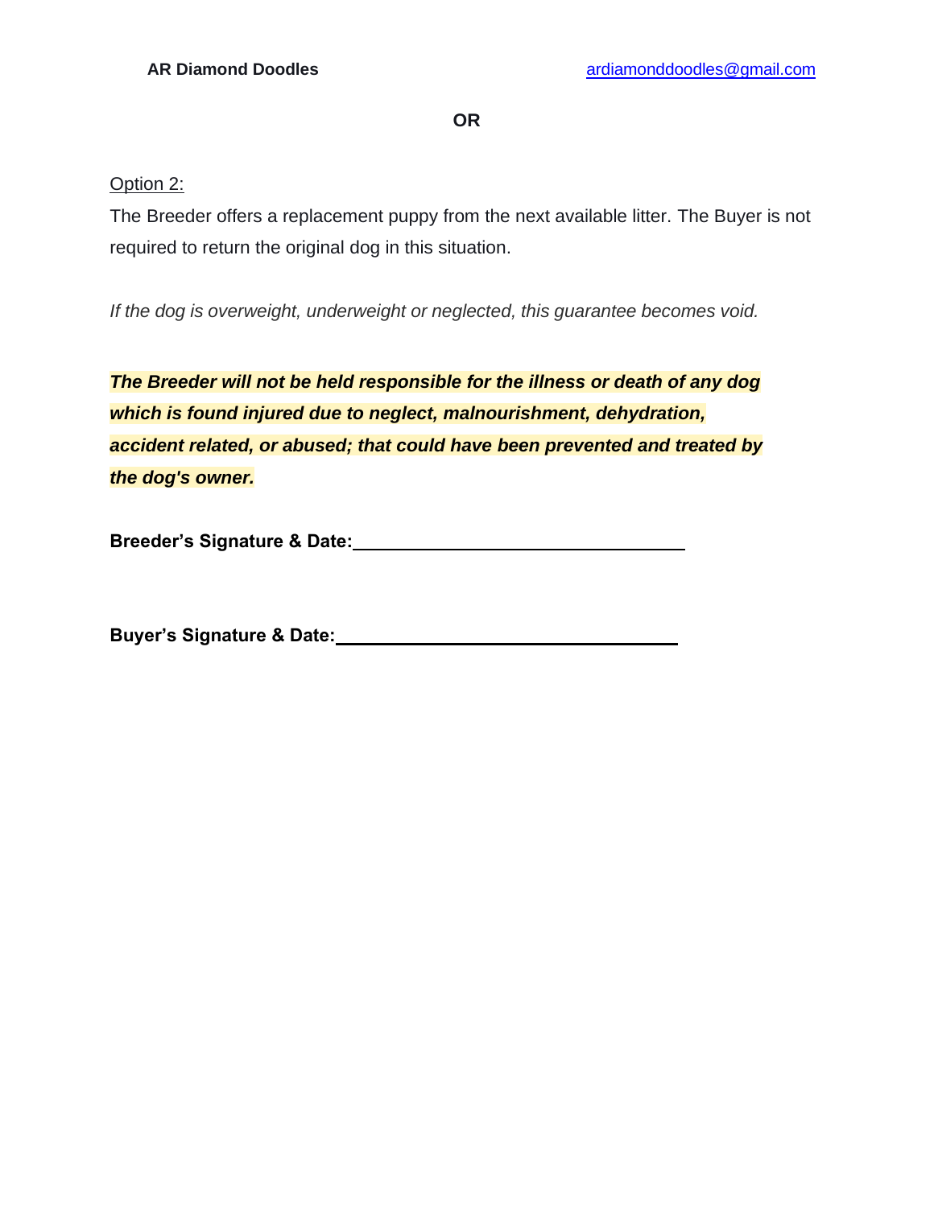**OR**

Option 2:

The Breeder offers a replacement puppy from the next available litter. The Buyer is not required to return the original dog in this situation.

*If the dog is overweight, underweight or neglected, this guarantee becomes void.*

***The Breeder will not be held responsible for the illness or death of any dog which is found injured due to neglect, malnourishment, dehydration, accident related, or abused; that could have been prevented and treated by the dog's owner.***

**Breeder's Signature & Date:**\_\_\_\_\_\_\_\_\_\_\_\_\_\_\_\_\_\_\_\_\_\_\_\_\_\_\_\_\_\_\_\_\_\_

**Buyer's Signature & Date:**\_\_\_\_\_\_\_\_\_\_\_\_\_\_\_\_\_\_\_\_\_\_\_\_\_\_\_\_\_\_\_\_\_\_\_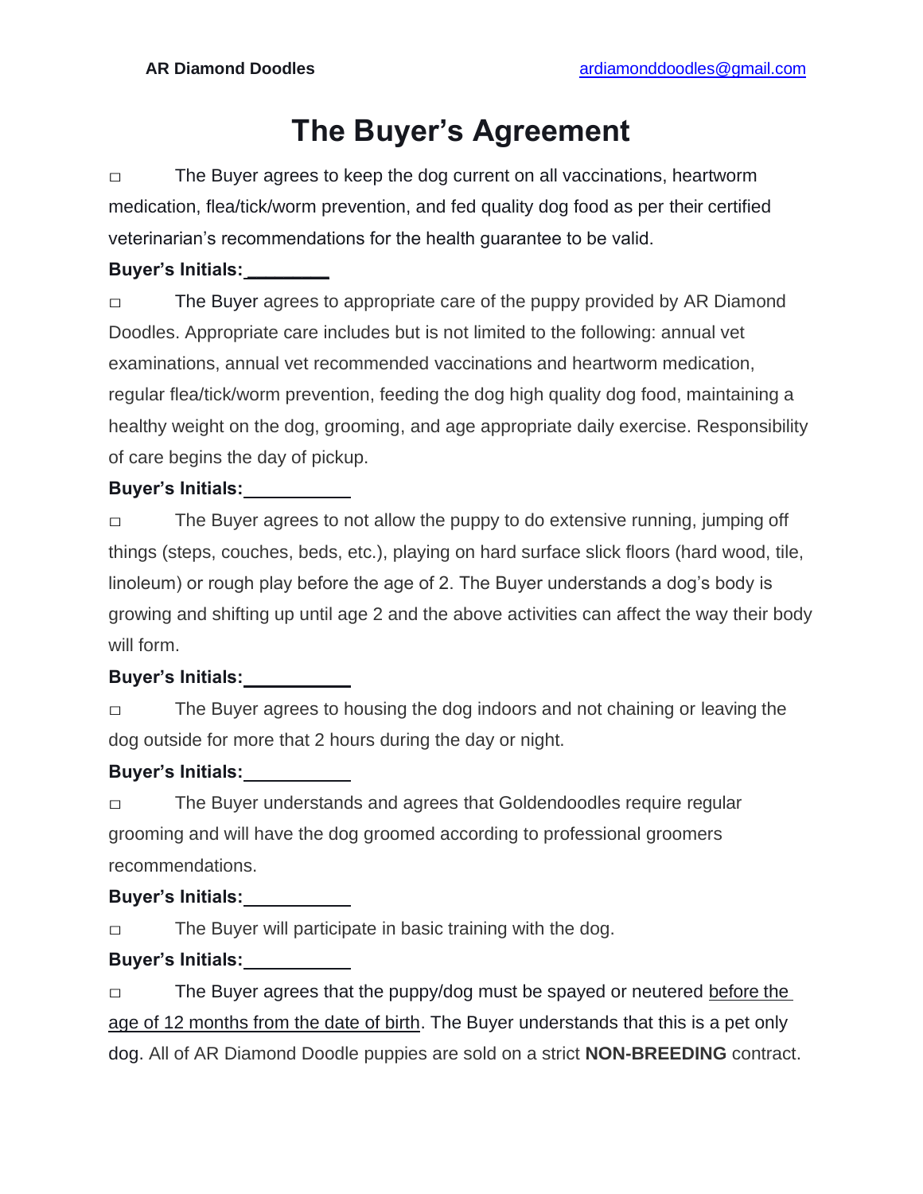# The Buyer's Agreement

□ The Buyer agrees to keep the dog current on all vaccinations, heartworm medication, flea/tick/worm prevention, and fed quality dog food as per their certified veterinarian's recommendations for the health guarantee to be valid.

**Buyer's Initials:** ________

□ The Buyer agrees to appropriate care of the puppy provided by AR Diamond Doodles. Appropriate care includes but is not limited to the following: annual vet examinations, annual vet recommended vaccinations and heartworm medication, regular flea/tick/worm prevention, feeding the dog high quality dog food, maintaining a healthy weight on the dog, grooming, and age appropriate daily exercise. Responsibility of care begins the day of pickup.

**Buyer's Initials:** ________

□ The Buyer agrees to not allow the puppy to do extensive running, jumping off things (steps, couches, beds, etc.), playing on hard surface slick floors (hard wood, tile, linoleum) or rough play before the age of 2. The Buyer understands a dog's body is growing and shifting up until age 2 and the above activities can affect the way their body will form.

**Buyer's Initials:** ________

□ The Buyer agrees to housing the dog indoors and not chaining or leaving the dog outside for more that 2 hours during the day or night.

**Buyer's Initials:** ________

□ The Buyer understands and agrees that Goldendoodles require regular grooming and will have the dog groomed according to professional groomers recommendations.

**Buyer's Initials:** ________

□ The Buyer will participate in basic training with the dog.

**Buyer's Initials:** ________

□ The Buyer agrees that the puppy/dog must be spayed or neutered <u>before the age of 12 months from the date of birth</u>. The Buyer understands that this is a pet only dog. All of AR Diamond Doodle puppies are sold on a strict **NON-BREEDING** contract.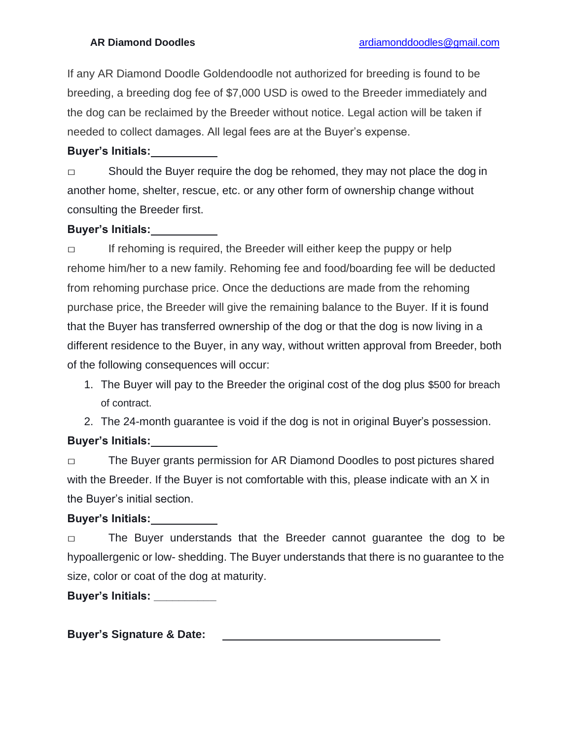If any AR Diamond Doodle Goldendoodle not authorized for breeding is found to be breeding, a breeding dog fee of $7,000 USD is owed to the Breeder immediately and the dog can be reclaimed by the Breeder without notice. Legal action will be taken if needed to collect damages. All legal fees are at the Buyer's expense.

**Buyer's Initials:**\_\_\_\_\_\_\_\_\_\_

□ Should the Buyer require the dog be rehomed, they may not place the dog in another home, shelter, rescue, etc. or any other form of ownership change without consulting the Breeder first.

**Buyer's Initials:**\_\_\_\_\_\_\_\_\_\_

□ If rehoming is required, the Breeder will either keep the puppy or help rehome him/her to a new family. Rehoming fee and food/boarding fee will be deducted from rehoming purchase price. Once the deductions are made from the rehoming purchase price, the Breeder will give the remaining balance to the Buyer. If it is found that the Buyer has transferred ownership of the dog or that the dog is now living in a different residence to the Buyer, in any way, without written approval from Breeder, both of the following consequences will occur:

1. The Buyer will pay to the Breeder the original cost of the dog plus $500 for breach of contract.
2. The 24-month guarantee is void if the dog is not in original Buyer's possession.

**Buyer's Initials:**\_\_\_\_\_\_\_\_\_\_

□ The Buyer grants permission for AR Diamond Doodles to post pictures shared with the Breeder. If the Buyer is not comfortable with this, please indicate with an X in the Buyer's initial section.

**Buyer's Initials:**\_\_\_\_\_\_\_\_\_\_

□ The Buyer understands that the Breeder cannot guarantee the dog to be hypoallergenic or low- shedding. The Buyer understands that there is no guarantee to the size, color or coat of the dog at maturity.

**Buyer's Initials:** \_\_\_\_\_\_\_\_\_\_

**Buyer's Signature & Date:** \_\_\_\_\_\_\_\_\_\_\_\_\_\_\_\_\_\_\_\_\_\_\_\_\_\_\_\_\_\_\_\_\_\_\_\_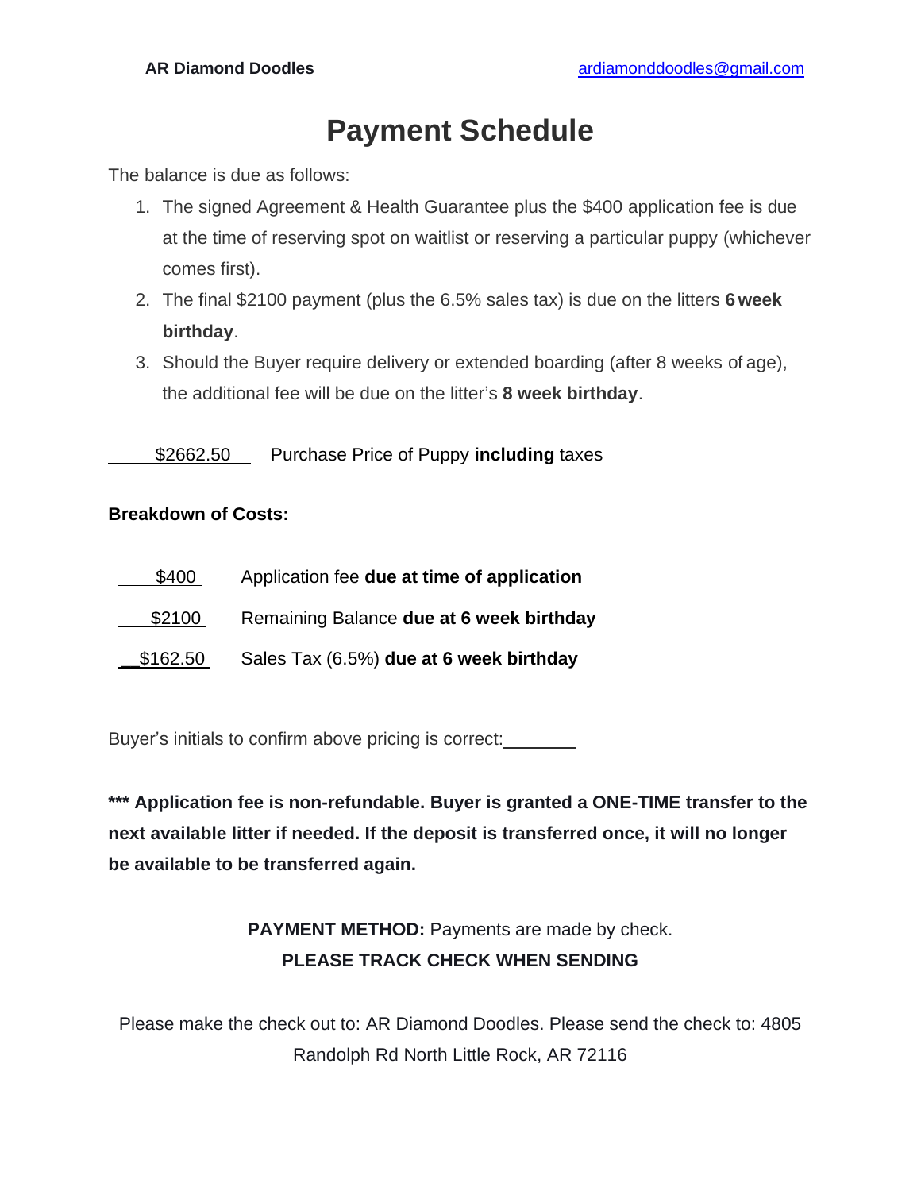**AR Diamond Doodles** ardiamonddoodles@gmail.com

# Payment Schedule

The balance is due as follows:

1. The signed Agreement & Health Guarantee plus the $400 application fee is due at the time of reserving spot on waitlist or reserving a particular puppy (whichever comes first).
2. The final $2100 payment (plus the 6.5% sales tax) is due on the litters **6 week birthday**.
3. Should the Buyer require delivery or extended boarding (after 8 weeks of age), the additional fee will be due on the litter's **8 week birthday**.

\_\_\_\_$2662.50\_\_\_ Purchase Price of Puppy **including** taxes

**Breakdown of Costs:**

\_\_\_$400\_ Application fee **due at time of application**

\_\_\_$2100\_ Remaining Balance **due at 6 week birthday**

\_\_$162.50\_ Sales Tax (6.5%) **due at 6 week birthday**

Buyer's initials to confirm above pricing is correct:\_\_\_\_\_\_\_\_

**\*\*\* Application fee is non-refundable. Buyer is granted a ONE-TIME transfer to the next available litter if needed. If the deposit is transferred once, it will no longer be available to be transferred again.**

**PAYMENT METHOD:** Payments are made by check.
**PLEASE TRACK CHECK WHEN SENDING**

Please make the check out to: AR Diamond Doodles. Please send the check to: 4805 Randolph Rd North Little Rock, AR 72116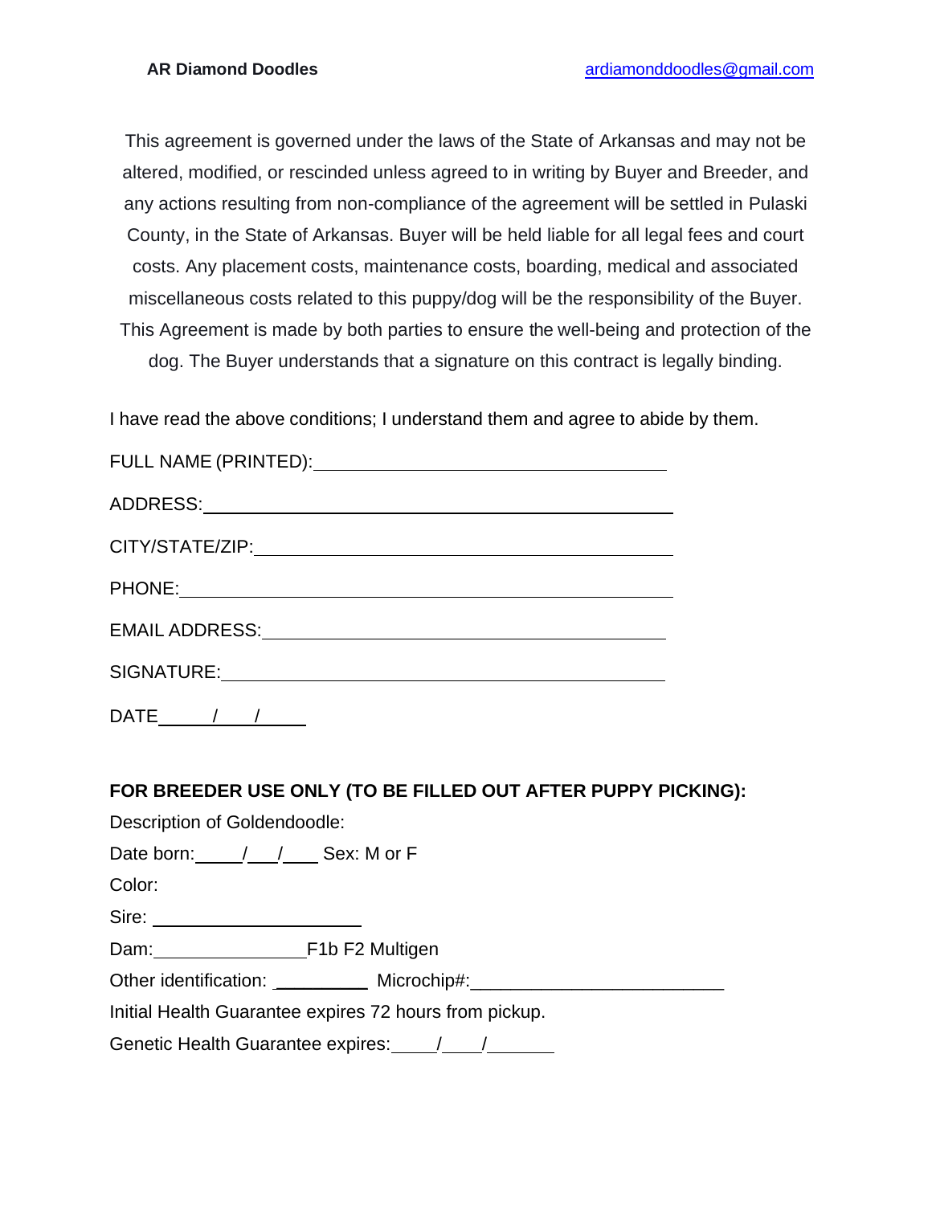This agreement is governed under the laws of the State of Arkansas and may not be altered, modified, or rescinded unless agreed to in writing by Buyer and Breeder, and any actions resulting from non-compliance of the agreement will be settled in Pulaski County, in the State of Arkansas. Buyer will be held liable for all legal fees and court costs. Any placement costs, maintenance costs, boarding, medical and associated miscellaneous costs related to this puppy/dog will be the responsibility of the Buyer. This Agreement is made by both parties to ensure the well-being and protection of the dog. The Buyer understands that a signature on this contract is legally binding.

I have read the above conditions; I understand them and agree to abide by them.

FULL NAME (PRINTED):____________________________________

ADDRESS:_____________________________________________

CITY/STATE/ZIP:_________________________________________

PHONE:_______________________________________________

EMAIL ADDRESS:_______________________________________

SIGNATURE:___________________________________________

DATE_____/____/_____

**FOR BREEDER USE ONLY (TO BE FILLED OUT AFTER PUPPY PICKING):**

Description of Goldendoodle:

Date born:_____/___/____ Sex: M or F

Color:

Sire: _____________________

Dam:________________F1b F2 Multigen

Other identification: _________ Microchip#:________________________

Initial Health Guarantee expires 72 hours from pickup.

Genetic Health Guarantee expires:____/____/______